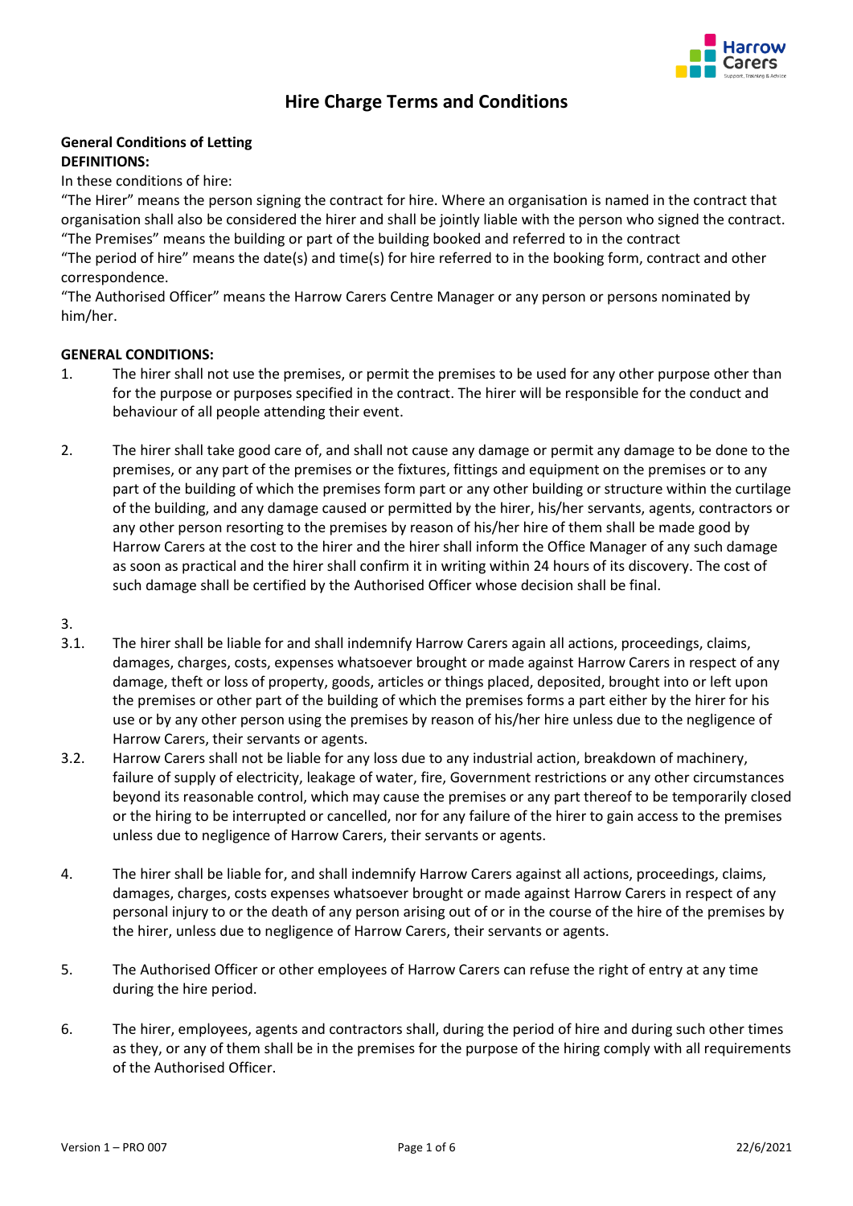# Hire Charge Terms and Conditions

**General Conditions of Letting**
**DEFINITIONS:**

In these conditions of hire:

"The Hirer" means the person signing the contract for hire. Where an organisation is named in the contract that organisation shall also be considered the hirer and shall be jointly liable with the person who signed the contract.

"The Premises" means the building or part of the building booked and referred to in the contract

"The period of hire" means the date(s) and time(s) for hire referred to in the booking form, contract and other correspondence.

"The Authorised Officer" means the Harrow Carers Centre Manager or any person or persons nominated by him/her.

**GENERAL CONDITIONS:**

1. The hirer shall not use the premises, or permit the premises to be used for any other purpose other than for the purpose or purposes specified in the contract. The hirer will be responsible for the conduct and behaviour of all people attending their event.

2. The hirer shall take good care of, and shall not cause any damage or permit any damage to be done to the premises, or any part of the premises or the fixtures, fittings and equipment on the premises or to any part of the building of which the premises form part or any other building or structure within the curtilage of the building, and any damage caused or permitted by the hirer, his/her servants, agents, contractors or any other person resorting to the premises by reason of his/her hire of them shall be made good by Harrow Carers at the cost to the hirer and the hirer shall inform the Office Manager of any such damage as soon as practical and the hirer shall confirm it in writing within 24 hours of its discovery. The cost of such damage shall be certified by the Authorised Officer whose decision shall be final.

3.

3.1. The hirer shall be liable for and shall indemnify Harrow Carers again all actions, proceedings, claims, damages, charges, costs, expenses whatsoever brought or made against Harrow Carers in respect of any damage, theft or loss of property, goods, articles or things placed, deposited, brought into or left upon the premises or other part of the building of which the premises forms a part either by the hirer for his use or by any other person using the premises by reason of his/her hire unless due to the negligence of Harrow Carers, their servants or agents.

3.2. Harrow Carers shall not be liable for any loss due to any industrial action, breakdown of machinery, failure of supply of electricity, leakage of water, fire, Government restrictions or any other circumstances beyond its reasonable control, which may cause the premises or any part thereof to be temporarily closed or the hiring to be interrupted or cancelled, nor for any failure of the hirer to gain access to the premises unless due to negligence of Harrow Carers, their servants or agents.

4. The hirer shall be liable for, and shall indemnify Harrow Carers against all actions, proceedings, claims, damages, charges, costs expenses whatsoever brought or made against Harrow Carers in respect of any personal injury to or the death of any person arising out of or in the course of the hire of the premises by the hirer, unless due to negligence of Harrow Carers, their servants or agents.

5. The Authorised Officer or other employees of Harrow Carers can refuse the right of entry at any time during the hire period.

6. The hirer, employees, agents and contractors shall, during the period of hire and during such other times as they, or any of them shall be in the premises for the purpose of the hiring comply with all requirements of the Authorised Officer.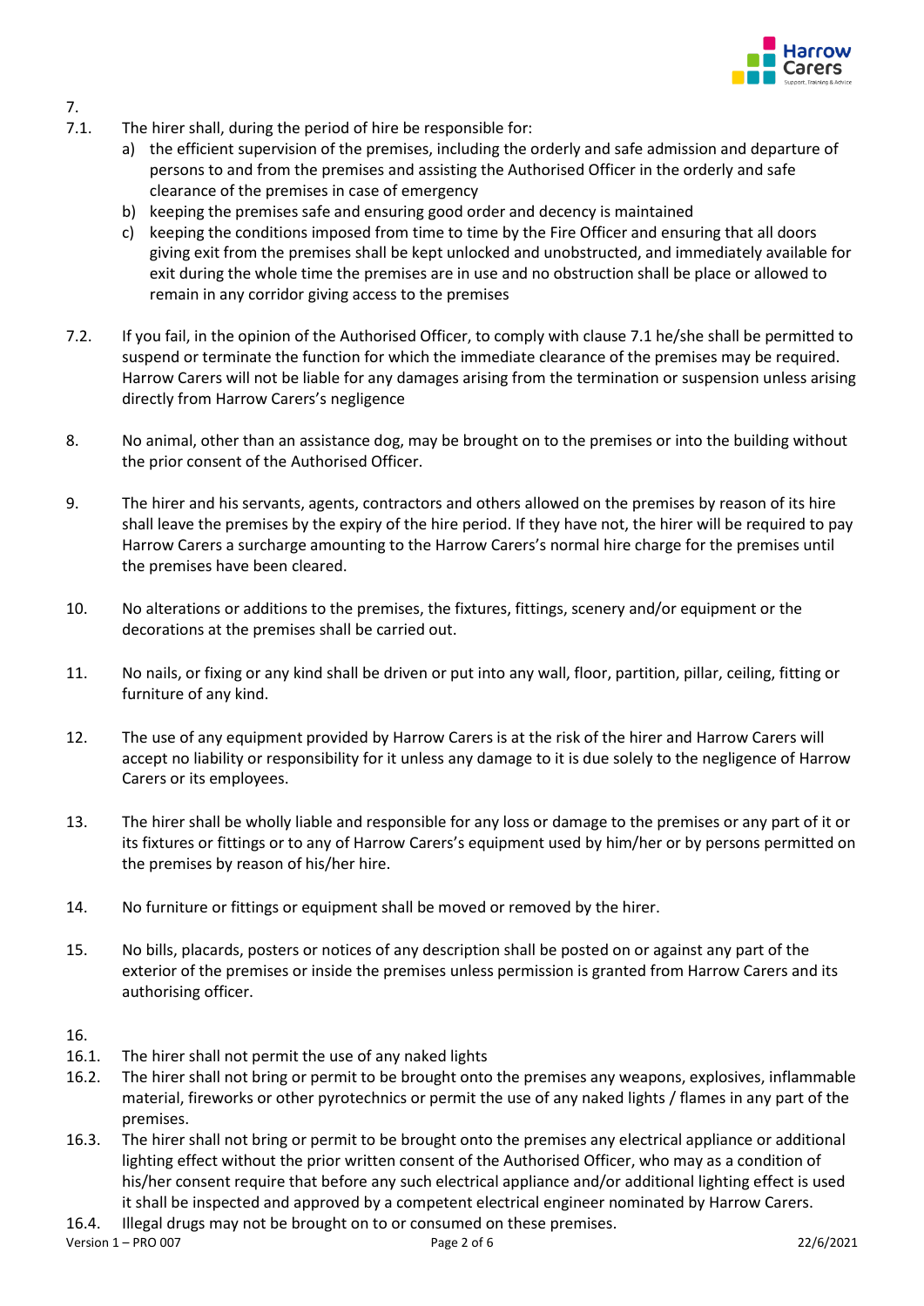7.

7.1. The hirer shall, during the period of hire be responsible for:

a) the efficient supervision of the premises, including the orderly and safe admission and departure of persons to and from the premises and assisting the Authorised Officer in the orderly and safe clearance of the premises in case of emergency

b) keeping the premises safe and ensuring good order and decency is maintained

c) keeping the conditions imposed from time to time by the Fire Officer and ensuring that all doors giving exit from the premises shall be kept unlocked and unobstructed, and immediately available for exit during the whole time the premises are in use and no obstruction shall be place or allowed to remain in any corridor giving access to the premises

7.2. If you fail, in the opinion of the Authorised Officer, to comply with clause 7.1 he/she shall be permitted to suspend or terminate the function for which the immediate clearance of the premises may be required. Harrow Carers will not be liable for any damages arising from the termination or suspension unless arising directly from Harrow Carers's negligence

8. No animal, other than an assistance dog, may be brought on to the premises or into the building without the prior consent of the Authorised Officer.

9. The hirer and his servants, agents, contractors and others allowed on the premises by reason of its hire shall leave the premises by the expiry of the hire period. If they have not, the hirer will be required to pay Harrow Carers a surcharge amounting to the Harrow Carers's normal hire charge for the premises until the premises have been cleared.

10. No alterations or additions to the premises, the fixtures, fittings, scenery and/or equipment or the decorations at the premises shall be carried out.

11. No nails, or fixing or any kind shall be driven or put into any wall, floor, partition, pillar, ceiling, fitting or furniture of any kind.

12. The use of any equipment provided by Harrow Carers is at the risk of the hirer and Harrow Carers will accept no liability or responsibility for it unless any damage to it is due solely to the negligence of Harrow Carers or its employees.

13. The hirer shall be wholly liable and responsible for any loss or damage to the premises or any part of it or its fixtures or fittings or to any of Harrow Carers's equipment used by him/her or by persons permitted on the premises by reason of his/her hire.

14. No furniture or fittings or equipment shall be moved or removed by the hirer.

15. No bills, placards, posters or notices of any description shall be posted on or against any part of the exterior of the premises or inside the premises unless permission is granted from Harrow Carers and its authorising officer.

16.

16.1. The hirer shall not permit the use of any naked lights

16.2. The hirer shall not bring or permit to be brought onto the premises any weapons, explosives, inflammable material, fireworks or other pyrotechnics or permit the use of any naked lights / flames in any part of the premises.

16.3. The hirer shall not bring or permit to be brought onto the premises any electrical appliance or additional lighting effect without the prior written consent of the Authorised Officer, who may as a condition of his/her consent require that before any such electrical appliance and/or additional lighting effect is used it shall be inspected and approved by a competent electrical engineer nominated by Harrow Carers.

16.4. Illegal drugs may not be brought on to or consumed on these premises.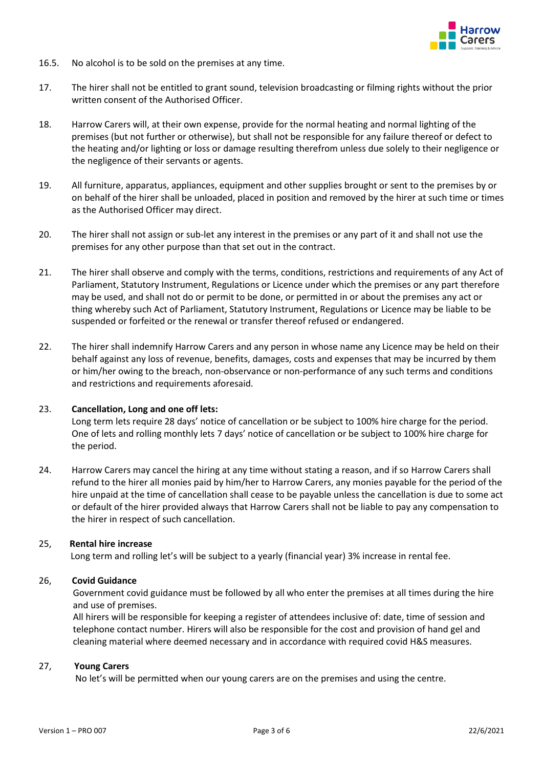16.5. No alcohol is to be sold on the premises at any time.

17. The hirer shall not be entitled to grant sound, television broadcasting or filming rights without the prior written consent of the Authorised Officer.

18. Harrow Carers will, at their own expense, provide for the normal heating and normal lighting of the premises (but not further or otherwise), but shall not be responsible for any failure thereof or defect to the heating and/or lighting or loss or damage resulting therefrom unless due solely to their negligence or the negligence of their servants or agents.

19. All furniture, apparatus, appliances, equipment and other supplies brought or sent to the premises by or on behalf of the hirer shall be unloaded, placed in position and removed by the hirer at such time or times as the Authorised Officer may direct.

20. The hirer shall not assign or sub-let any interest in the premises or any part of it and shall not use the premises for any other purpose than that set out in the contract.

21. The hirer shall observe and comply with the terms, conditions, restrictions and requirements of any Act of Parliament, Statutory Instrument, Regulations or Licence under which the premises or any part therefore may be used, and shall not do or permit to be done, or permitted in or about the premises any act or thing whereby such Act of Parliament, Statutory Instrument, Regulations or Licence may be liable to be suspended or forfeited or the renewal or transfer thereof refused or endangered.

22. The hirer shall indemnify Harrow Carers and any person in whose name any Licence may be held on their behalf against any loss of revenue, benefits, damages, costs and expenses that may be incurred by them or him/her owing to the breach, non-observance or non-performance of any such terms and conditions and restrictions and requirements aforesaid.

23. **Cancellation, Long and one off lets:**
Long term lets require 28 days' notice of cancellation or be subject to 100% hire charge for the period. One of lets and rolling monthly lets 7 days' notice of cancellation or be subject to 100% hire charge for the period.

24. Harrow Carers may cancel the hiring at any time without stating a reason, and if so Harrow Carers shall refund to the hirer all monies paid by him/her to Harrow Carers, any monies payable for the period of the hire unpaid at the time of cancellation shall cease to be payable unless the cancellation is due to some act or default of the hirer provided always that Harrow Carers shall not be liable to pay any compensation to the hirer in respect of such cancellation.

25, **Rental hire increase**
Long term and rolling let's will be subject to a yearly (financial year) 3% increase in rental fee.

26, **Covid Guidance**
Government covid guidance must be followed by all who enter the premises at all times during the hire and use of premises.
All hirers will be responsible for keeping a register of attendees inclusive of: date, time of session and telephone contact number. Hirers will also be responsible for the cost and provision of hand gel and cleaning material where deemed necessary and in accordance with required covid H&S measures.

27, **Young Carers**
No let's will be permitted when our young carers are on the premises and using the centre.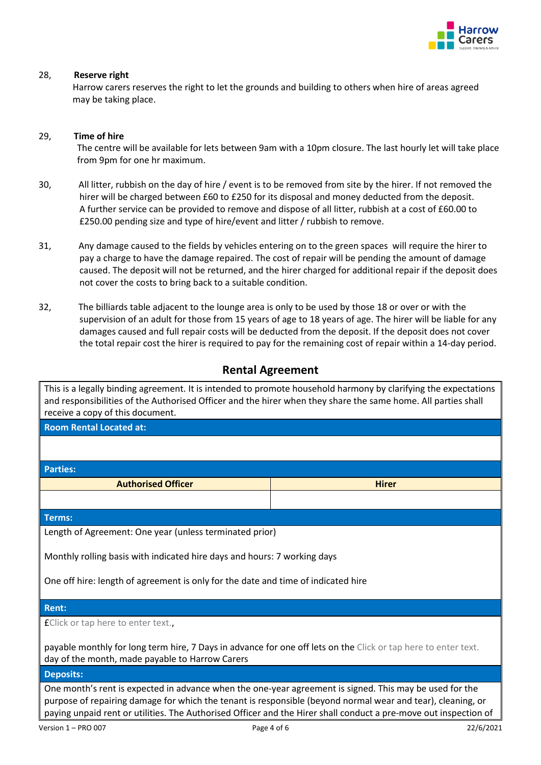28, **Reserve right**

Harrow carers reserves the right to let the grounds and building to others when hire of areas agreed may be taking place.

29, **Time of hire**

The centre will be available for lets between 9am with a 10pm closure. The last hourly let will take place from 9pm for one hr maximum.

30, All litter, rubbish on the day of hire / event is to be removed from site by the hirer. If not removed the hirer will be charged between £60 to £250 for its disposal and money deducted from the deposit. A further service can be provided to remove and dispose of all litter, rubbish at a cost of £60.00 to £250.00 pending size and type of hire/event and litter / rubbish to remove.

31, Any damage caused to the fields by vehicles entering on to the green spaces will require the hirer to pay a charge to have the damage repaired. The cost of repair will be pending the amount of damage caused. The deposit will not be returned, and the hirer charged for additional repair if the deposit does not cover the costs to bring back to a suitable condition.

32, The billiards table adjacent to the lounge area is only to be used by those 18 or over or with the supervision of an adult for those from 15 years of age to 18 years of age. The hirer will be liable for any damages caused and full repair costs will be deducted from the deposit. If the deposit does not cover the total repair cost the hirer is required to pay for the remaining cost of repair within a 14-day period.

## Rental Agreement

This is a legally binding agreement. It is intended to promote household harmony by clarifying the expectations and responsibilities of the Authorised Officer and the hirer when they share the same home. All parties shall receive a copy of this document.

**Room Rental Located at:**

**Parties:**

| Authorised Officer | Hirer |
| --- | --- |
| | |

**Terms:**

Length of Agreement: One year (unless terminated prior)

Monthly rolling basis with indicated hire days and hours: 7 working days

One off hire: length of agreement is only for the date and time of indicated hire

**Rent:**

£Click or tap here to enter text.,

payable monthly for long term hire, 7 Days in advance for one off lets on the Click or tap here to enter text. day of the month, made payable to Harrow Carers

**Deposits:**

One month's rent is expected in advance when the one-year agreement is signed. This may be used for the purpose of repairing damage for which the tenant is responsible (beyond normal wear and tear), cleaning, or paying unpaid rent or utilities. The Authorised Officer and the Hirer shall conduct a pre-move out inspection of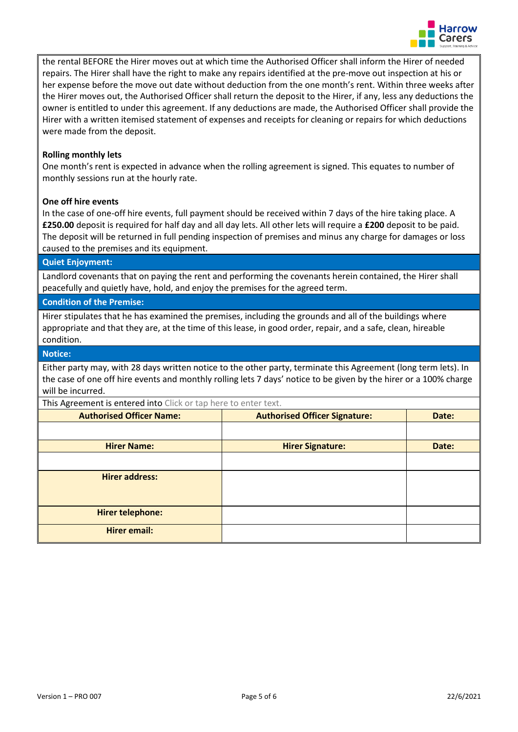the rental BEFORE the Hirer moves out at which time the Authorised Officer shall inform the Hirer of needed repairs. The Hirer shall have the right to make any repairs identified at the pre-move out inspection at his or her expense before the move out date without deduction from the one month's rent. Within three weeks after the Hirer moves out, the Authorised Officer shall return the deposit to the Hirer, if any, less any deductions the owner is entitled to under this agreement. If any deductions are made, the Authorised Officer shall provide the Hirer with a written itemised statement of expenses and receipts for cleaning or repairs for which deductions were made from the deposit.

**Rolling monthly lets**

One month's rent is expected in advance when the rolling agreement is signed. This equates to number of monthly sessions run at the hourly rate.

**One off hire events**

In the case of one-off hire events, full payment should be received within 7 days of the hire taking place. A **£250.00** deposit is required for half day and all day lets. All other lets will require a **£200** deposit to be paid. The deposit will be returned in full pending inspection of premises and minus any charge for damages or loss caused to the premises and its equipment.

**Quiet Enjoyment:**

Landlord covenants that on paying the rent and performing the covenants herein contained, the Hirer shall peacefully and quietly have, hold, and enjoy the premises for the agreed term.

**Condition of the Premise:**

Hirer stipulates that he has examined the premises, including the grounds and all of the buildings where appropriate and that they are, at the time of this lease, in good order, repair, and a safe, clean, hireable condition.

**Notice:**

Either party may, with 28 days written notice to the other party, terminate this Agreement (long term lets). In the case of one off hire events and monthly rolling lets 7 days' notice to be given by the hirer or a 100% charge will be incurred.

This Agreement is entered into Click or tap here to enter text.

| Authorised Officer Name: | Authorised Officer Signature: | Date: |
|---|---|---|
| | | |
| **Hirer Name:** | **Hirer Signature:** | **Date:** |
| | | |
| **Hirer address:** | | |
| **Hirer telephone:** | | |
| **Hirer email:** | | |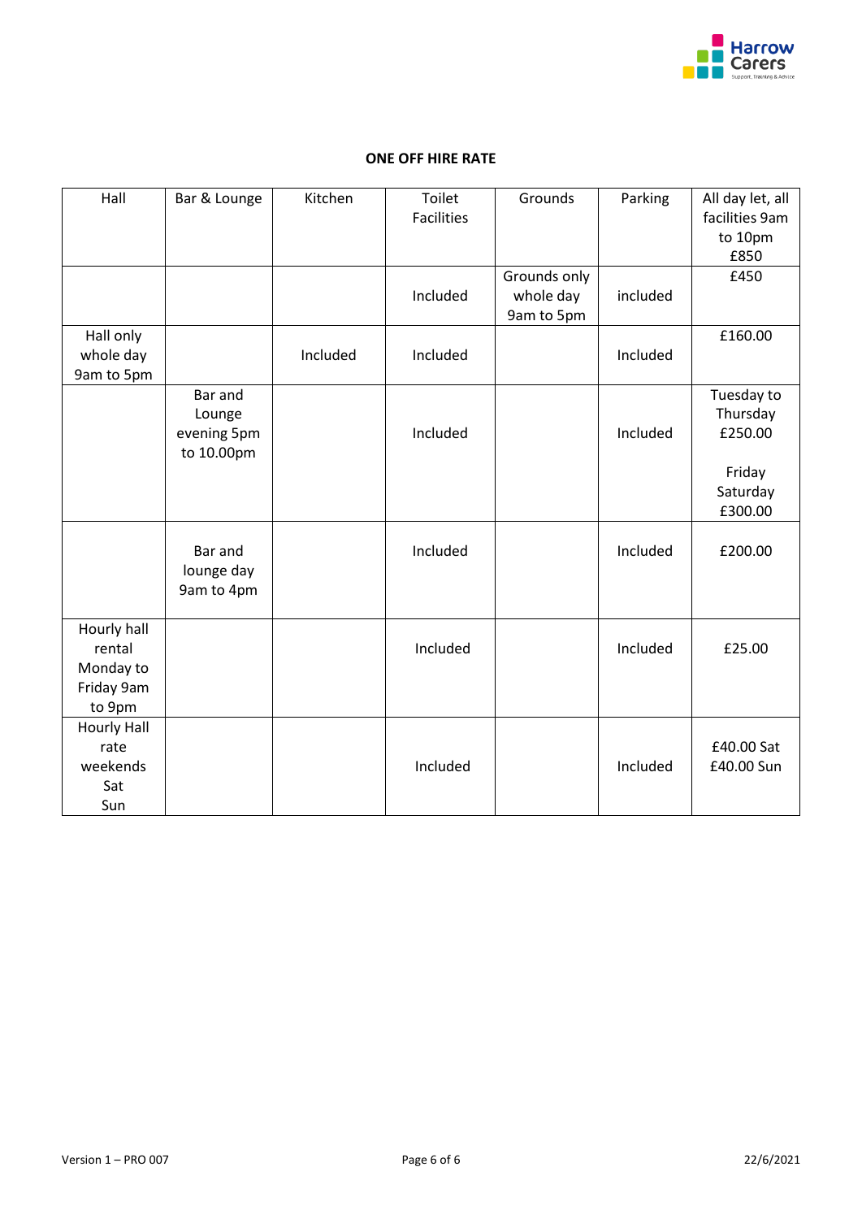**ONE OFF HIRE RATE**

| Hall | Bar & Lounge | Kitchen | Toilet Facilities | Grounds | Parking | All day let, all facilities 9am to 10pm £850 |
|---|---|---|---|---|---|---|
| | | | Included | Grounds only whole day 9am to 5pm | included | £450 |
| Hall only whole day 9am to 5pm | | Included | Included | | Included | £160.00 |
| | Bar and Lounge evening 5pm to 10.00pm | | Included | | Included | Tuesday to Thursday £250.00<br><br>Friday Saturday £300.00 |
| | Bar and lounge day 9am to 4pm | | Included | | Included | £200.00 |
| Hourly hall rental Monday to Friday 9am to 9pm | | | Included | | Included | £25.00 |
| Hourly Hall rate weekends Sat Sun | | | Included | | Included | £40.00 Sat £40.00 Sun |